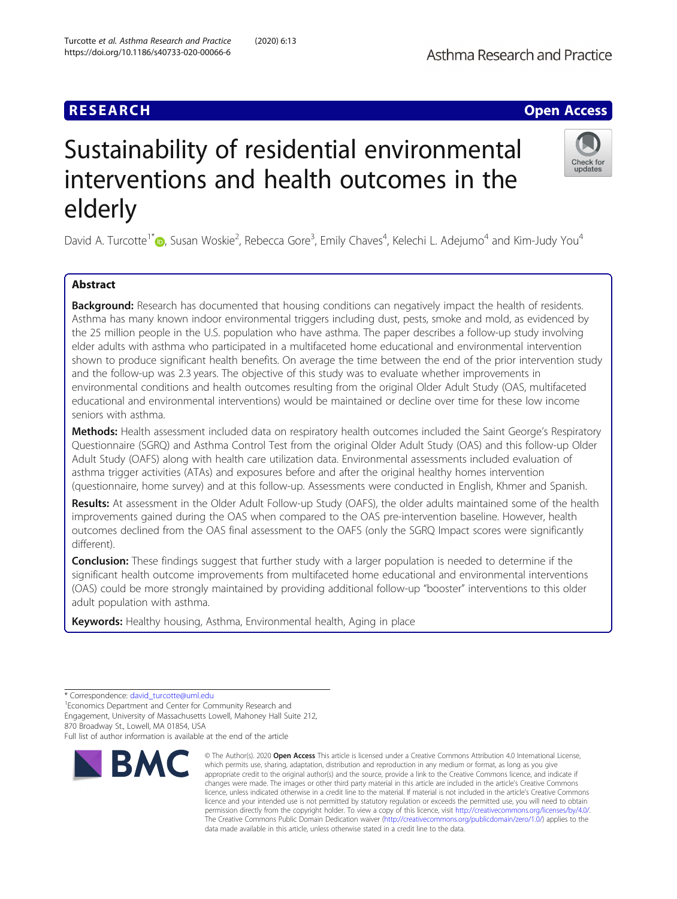RESEARCH Open Access

# Sustainability of residential environmental interventions and health outcomes in the elderly

David A. Turcotte[1*], Susan Woskie[2], Rebecca Gore[3], Emily Chaves[4], Kelechi L. Adejumo[4] and Kim-Judy You[4]

## Abstract

**Background:** Research has documented that housing conditions can negatively impact the health of residents. Asthma has many known indoor environmental triggers including dust, pests, smoke and mold, as evidenced by the 25 million people in the U.S. population who have asthma. The paper describes a follow-up study involving elder adults with asthma who participated in a multifaceted home educational and environmental intervention shown to produce significant health benefits. On average the time between the end of the prior intervention study and the follow-up was 2.3 years. The objective of this study was to evaluate whether improvements in environmental conditions and health outcomes resulting from the original Older Adult Study (OAS, multifaceted educational and environmental interventions) would be maintained or decline over time for these low income seniors with asthma.

**Methods:** Health assessment included data on respiratory health outcomes included the Saint George's Respiratory Questionnaire (SGRQ) and Asthma Control Test from the original Older Adult Study (OAS) and this follow-up Older Adult Study (OAFS) along with health care utilization data. Environmental assessments included evaluation of asthma trigger activities (ATAs) and exposures before and after the original healthy homes intervention (questionnaire, home survey) and at this follow-up. Assessments were conducted in English, Khmer and Spanish.

**Results:** At assessment in the Older Adult Follow-up Study (OAFS), the older adults maintained some of the health improvements gained during the OAS when compared to the OAS pre-intervention baseline. However, health outcomes declined from the OAS final assessment to the OAFS (only the SGRQ Impact scores were significantly different).

**Conclusion:** These findings suggest that further study with a larger population is needed to determine if the significant health outcome improvements from multifaceted home educational and environmental interventions (OAS) could be more strongly maintained by providing additional follow-up "booster" interventions to this older adult population with asthma.

**Keywords:** Healthy housing, Asthma, Environmental health, Aging in place

\* Correspondence: david_turcotte@uml.edu

[1]Economics Department and Center for Community Research and Engagement, University of Massachusetts Lowell, Mahoney Hall Suite 212, 870 Broadway St., Lowell, MA 01854, USA

Full list of author information is available at the end of the article

© The Author(s). 2020 **Open Access** This article is licensed under a Creative Commons Attribution 4.0 International License, which permits use, sharing, adaptation, distribution and reproduction in any medium or format, as long as you give appropriate credit to the original author(s) and the source, provide a link to the Creative Commons licence, and indicate if changes were made. The images or other third party material in this article are included in the article's Creative Commons licence, unless indicated otherwise in a credit line to the material. If material is not included in the article's Creative Commons licence and your intended use is not permitted by statutory regulation or exceeds the permitted use, you will need to obtain permission directly from the copyright holder. To view a copy of this licence, visit http://creativecommons.org/licenses/by/4.0/. The Creative Commons Public Domain Dedication waiver (http://creativecommons.org/publicdomain/zero/1.0/) applies to the data made available in this article, unless otherwise stated in a credit line to the data.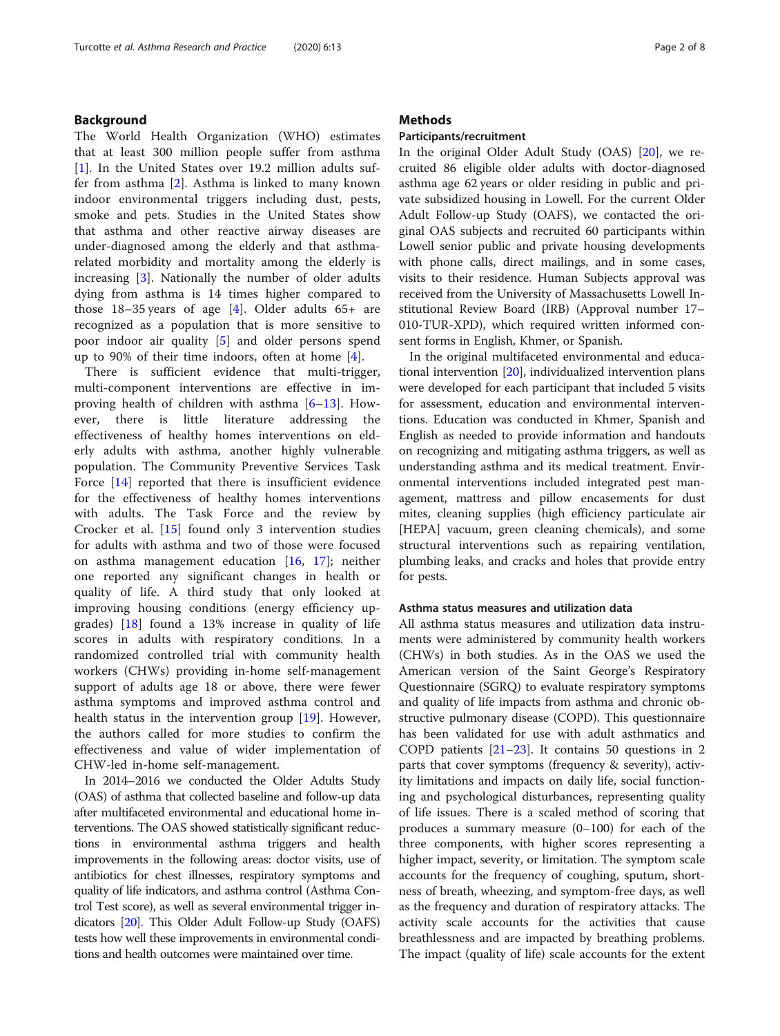## Background

The World Health Organization (WHO) estimates that at least 300 million people suffer from asthma [1]. In the United States over 19.2 million adults suffer from asthma [2]. Asthma is linked to many known indoor environmental triggers including dust, pests, smoke and pets. Studies in the United States show that asthma and other reactive airway diseases are under-diagnosed among the elderly and that asthma-related morbidity and mortality among the elderly is increasing [3]. Nationally the number of older adults dying from asthma is 14 times higher compared to those 18–35 years of age [4]. Older adults 65+ are recognized as a population that is more sensitive to poor indoor air quality [5] and older persons spend up to 90% of their time indoors, often at home [4].

There is sufficient evidence that multi-trigger, multi-component interventions are effective in improving health of children with asthma [6–13]. However, there is little literature addressing the effectiveness of healthy homes interventions on elderly adults with asthma, another highly vulnerable population. The Community Preventive Services Task Force [14] reported that there is insufficient evidence for the effectiveness of healthy homes interventions with adults. The Task Force and the review by Crocker et al. [15] found only 3 intervention studies for adults with asthma and two of those were focused on asthma management education [16, 17]; neither one reported any significant changes in health or quality of life. A third study that only looked at improving housing conditions (energy efficiency upgrades) [18] found a 13% increase in quality of life scores in adults with respiratory conditions. In a randomized controlled trial with community health workers (CHWs) providing in-home self-management support of adults age 18 or above, there were fewer asthma symptoms and improved asthma control and health status in the intervention group [19]. However, the authors called for more studies to confirm the effectiveness and value of wider implementation of CHW-led in-home self-management.

In 2014–2016 we conducted the Older Adults Study (OAS) of asthma that collected baseline and follow-up data after multifaceted environmental and educational home interventions. The OAS showed statistically significant reductions in environmental asthma triggers and health improvements in the following areas: doctor visits, use of antibiotics for chest illnesses, respiratory symptoms and quality of life indicators, and asthma control (Asthma Control Test score), as well as several environmental trigger indicators [20]. This Older Adult Follow-up Study (OAFS) tests how well these improvements in environmental conditions and health outcomes were maintained over time.

## Methods

### Participants/recruitment

In the original Older Adult Study (OAS) [20], we recruited 86 eligible older adults with doctor-diagnosed asthma age 62 years or older residing in public and private subsidized housing in Lowell. For the current Older Adult Follow-up Study (OAFS), we contacted the original OAS subjects and recruited 60 participants within Lowell senior public and private housing developments with phone calls, direct mailings, and in some cases, visits to their residence. Human Subjects approval was received from the University of Massachusetts Lowell Institutional Review Board (IRB) (Approval number 17–010-TUR-XPD), which required written informed consent forms in English, Khmer, or Spanish.

In the original multifaceted environmental and educational intervention [20], individualized intervention plans were developed for each participant that included 5 visits for assessment, education and environmental interventions. Education was conducted in Khmer, Spanish and English as needed to provide information and handouts on recognizing and mitigating asthma triggers, as well as understanding asthma and its medical treatment. Environmental interventions included integrated pest management, mattress and pillow encasements for dust mites, cleaning supplies (high efficiency particulate air [HEPA] vacuum, green cleaning chemicals), and some structural interventions such as repairing ventilation, plumbing leaks, and cracks and holes that provide entry for pests.

### Asthma status measures and utilization data

All asthma status measures and utilization data instruments were administered by community health workers (CHWs) in both studies. As in the OAS we used the American version of the Saint George's Respiratory Questionnaire (SGRQ) to evaluate respiratory symptoms and quality of life impacts from asthma and chronic obstructive pulmonary disease (COPD). This questionnaire has been validated for use with adult asthmatics and COPD patients [21–23]. It contains 50 questions in 2 parts that cover symptoms (frequency & severity), activity limitations and impacts on daily life, social functioning and psychological disturbances, representing quality of life issues. There is a scaled method of scoring that produces a summary measure (0–100) for each of the three components, with higher scores representing a higher impact, severity, or limitation. The symptom scale accounts for the frequency of coughing, sputum, shortness of breath, wheezing, and symptom-free days, as well as the frequency and duration of respiratory attacks. The activity scale accounts for the activities that cause breathlessness and are impacted by breathing problems. The impact (quality of life) scale accounts for the extent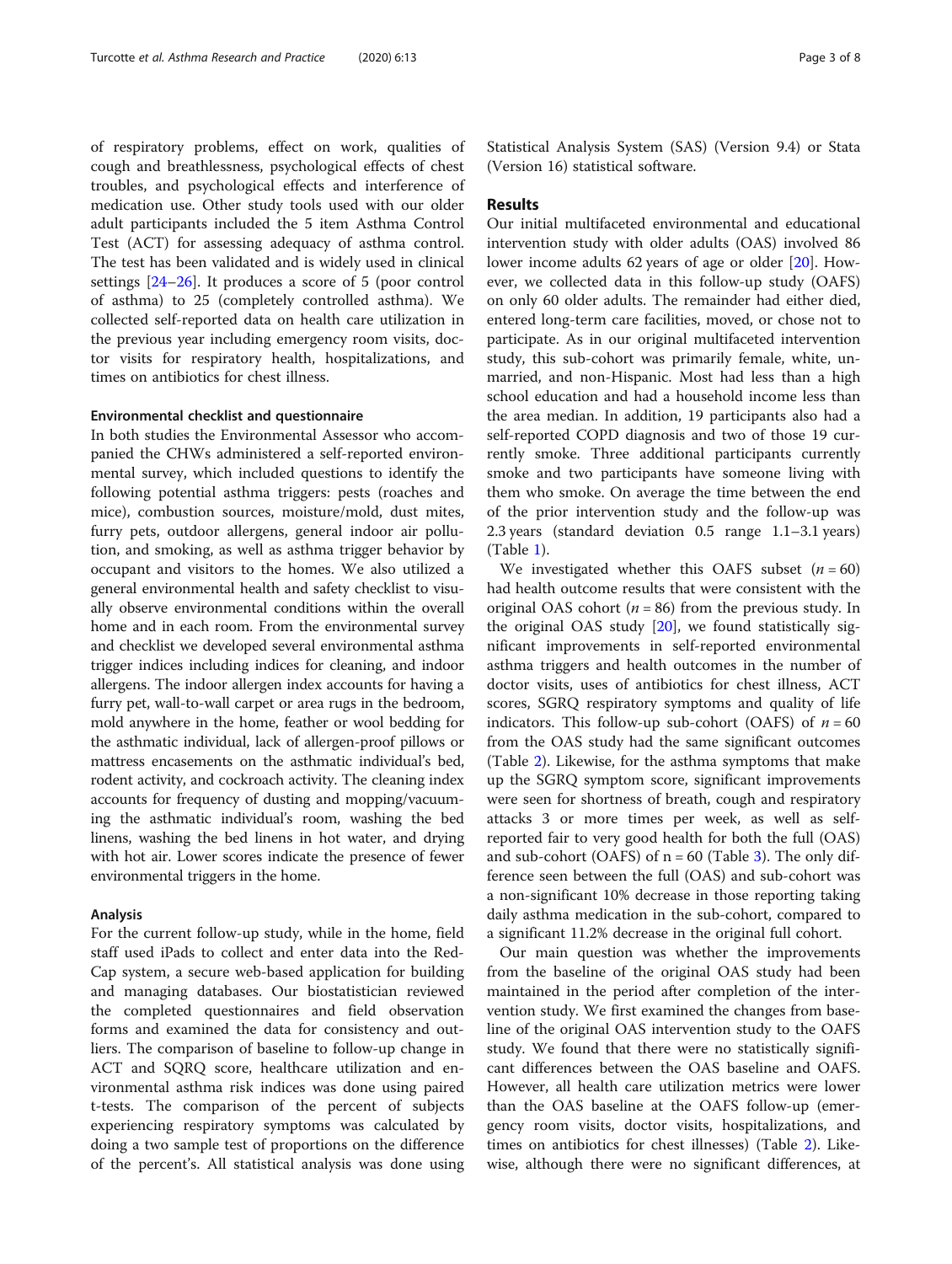of respiratory problems, effect on work, qualities of cough and breathlessness, psychological effects of chest troubles, and psychological effects and interference of medication use. Other study tools used with our older adult participants included the 5 item Asthma Control Test (ACT) for assessing adequacy of asthma control. The test has been validated and is widely used in clinical settings [24–26]. It produces a score of 5 (poor control of asthma) to 25 (completely controlled asthma). We collected self-reported data on health care utilization in the previous year including emergency room visits, doctor visits for respiratory health, hospitalizations, and times on antibiotics for chest illness.

#### Environmental checklist and questionnaire

In both studies the Environmental Assessor who accompanied the CHWs administered a self-reported environmental survey, which included questions to identify the following potential asthma triggers: pests (roaches and mice), combustion sources, moisture/mold, dust mites, furry pets, outdoor allergens, general indoor air pollution, and smoking, as well as asthma trigger behavior by occupant and visitors to the homes. We also utilized a general environmental health and safety checklist to visually observe environmental conditions within the overall home and in each room. From the environmental survey and checklist we developed several environmental asthma trigger indices including indices for cleaning, and indoor allergens. The indoor allergen index accounts for having a furry pet, wall-to-wall carpet or area rugs in the bedroom, mold anywhere in the home, feather or wool bedding for the asthmatic individual, lack of allergen-proof pillows or mattress encasements on the asthmatic individual's bed, rodent activity, and cockroach activity. The cleaning index accounts for frequency of dusting and mopping/vacuuming the asthmatic individual's room, washing the bed linens, washing the bed linens in hot water, and drying with hot air. Lower scores indicate the presence of fewer environmental triggers in the home.

#### Analysis

For the current follow-up study, while in the home, field staff used iPads to collect and enter data into the RedCap system, a secure web-based application for building and managing databases. Our biostatistician reviewed the completed questionnaires and field observation forms and examined the data for consistency and outliers. The comparison of baseline to follow-up change in ACT and SQRQ score, healthcare utilization and environmental asthma risk indices was done using paired t-tests. The comparison of the percent of subjects experiencing respiratory symptoms was calculated by doing a two sample test of proportions on the difference of the percent's. All statistical analysis was done using Statistical Analysis System (SAS) (Version 9.4) or Stata (Version 16) statistical software.

## Results

Our initial multifaceted environmental and educational intervention study with older adults (OAS) involved 86 lower income adults 62 years of age or older [20]. However, we collected data in this follow-up study (OAFS) on only 60 older adults. The remainder had either died, entered long-term care facilities, moved, or chose not to participate. As in our original multifaceted intervention study, this sub-cohort was primarily female, white, unmarried, and non-Hispanic. Most had less than a high school education and had a household income less than the area median. In addition, 19 participants also had a self-reported COPD diagnosis and two of those 19 currently smoke. Three additional participants currently smoke and two participants have someone living with them who smoke. On average the time between the end of the prior intervention study and the follow-up was 2.3 years (standard deviation 0.5 range 1.1–3.1 years) (Table 1).

We investigated whether this OAFS subset ($n = 60$) had health outcome results that were consistent with the original OAS cohort ($n = 86$) from the previous study. In the original OAS study [20], we found statistically significant improvements in self-reported environmental asthma triggers and health outcomes in the number of doctor visits, uses of antibiotics for chest illness, ACT scores, SGRQ respiratory symptoms and quality of life indicators. This follow-up sub-cohort (OAFS) of $n = 60$ from the OAS study had the same significant outcomes (Table 2). Likewise, for the asthma symptoms that make up the SGRQ symptom score, significant improvements were seen for shortness of breath, cough and respiratory attacks 3 or more times per week, as well as self-reported fair to very good health for both the full (OAS) and sub-cohort (OAFS) of $n = 60$ (Table 3). The only difference seen between the full (OAS) and sub-cohort was a non-significant 10% decrease in those reporting taking daily asthma medication in the sub-cohort, compared to a significant 11.2% decrease in the original full cohort.

Our main question was whether the improvements from the baseline of the original OAS study had been maintained in the period after completion of the intervention study. We first examined the changes from baseline of the original OAS intervention study to the OAFS study. We found that there were no statistically significant differences between the OAS baseline and OAFS. However, all health care utilization metrics were lower than the OAS baseline at the OAFS follow-up (emergency room visits, doctor visits, hospitalizations, and times on antibiotics for chest illnesses) (Table 2). Likewise, although there were no significant differences, at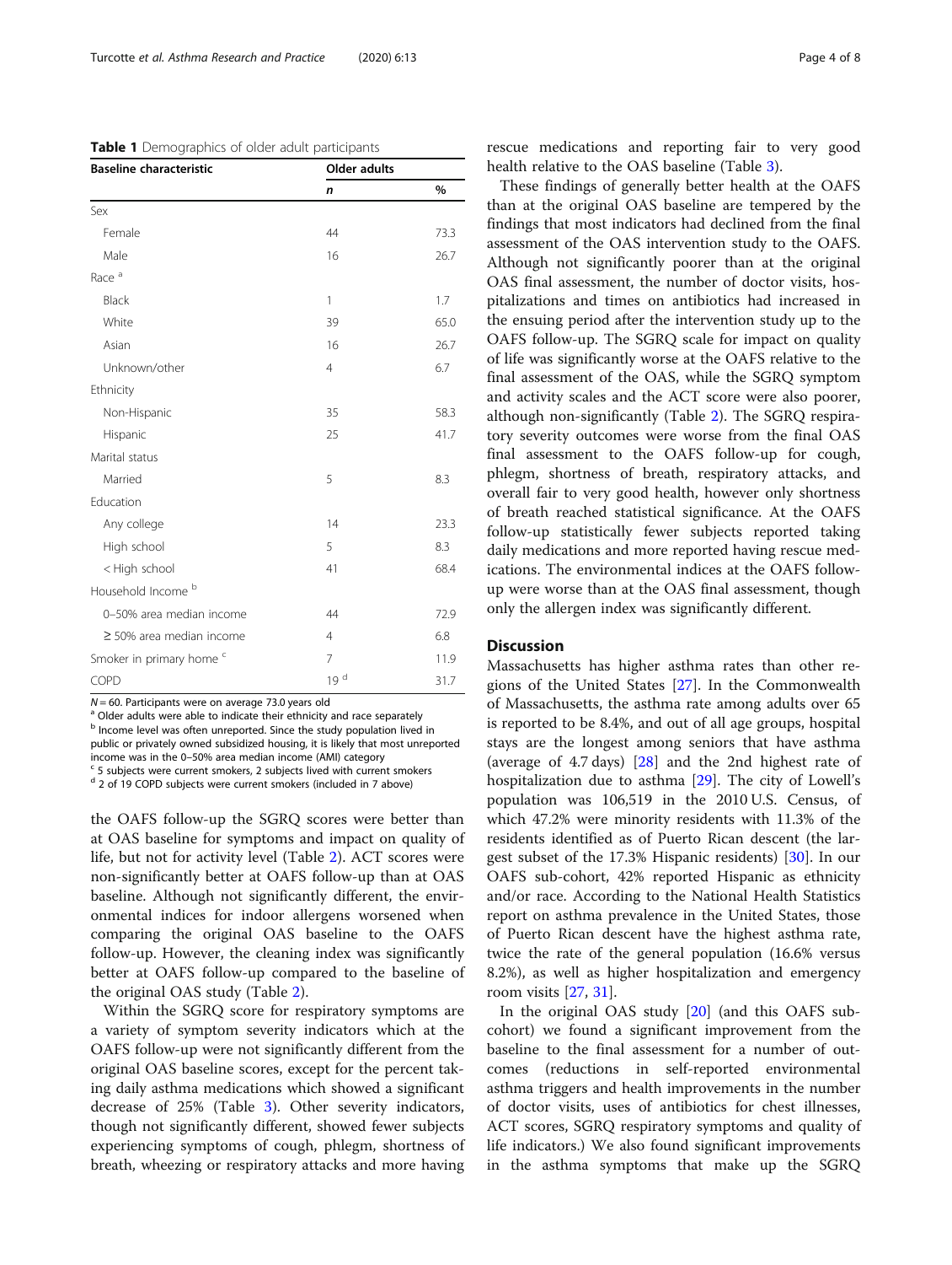**Table 1** Demographics of older adult participants

| Baseline characteristic | Older adults | |
|---|---|---|
| | *n* | % |
| Sex | | |
| Female | 44 | 73.3 |
| Male | 16 | 26.7 |
| Race [a] | | |
| Black | 1 | 1.7 |
| White | 39 | 65.0 |
| Asian | 16 | 26.7 |
| Unknown/other | 4 | 6.7 |
| Ethnicity | | |
| Non-Hispanic | 35 | 58.3 |
| Hispanic | 25 | 41.7 |
| Marital status | | |
| Married | 5 | 8.3 |
| Education | | |
| Any college | 14 | 23.3 |
| High school | 5 | 8.3 |
| < High school | 41 | 68.4 |
| Household Income [b] | | |
| 0–50% area median income | 44 | 72.9 |
| ≥ 50% area median income | 4 | 6.8 |
| Smoker in primary home [c] | 7 | 11.9 |
| COPD | 19 [d] | 31.7 |

*N* = 60. Participants were on average 73.0 years old
[a] Older adults were able to indicate their ethnicity and race separately
[b] Income level was often unreported. Since the study population lived in public or privately owned subsidized housing, it is likely that most unreported income was in the 0–50% area median income (AMI) category
[c] 5 subjects were current smokers, 2 subjects lived with current smokers
[d] 2 of 19 COPD subjects were current smokers (included in 7 above)

the OAFS follow-up the SGRQ scores were better than at OAS baseline for symptoms and impact on quality of life, but not for activity level (Table 2). ACT scores were non-significantly better at OAFS follow-up than at OAS baseline. Although not significantly different, the environmental indices for indoor allergens worsened when comparing the original OAS baseline to the OAFS follow-up. However, the cleaning index was significantly better at OAFS follow-up compared to the baseline of the original OAS study (Table 2).

Within the SGRQ score for respiratory symptoms are a variety of symptom severity indicators which at the OAFS follow-up were not significantly different from the original OAS baseline scores, except for the percent taking daily asthma medications which showed a significant decrease of 25% (Table 3). Other severity indicators, though not significantly different, showed fewer subjects experiencing symptoms of cough, phlegm, shortness of breath, wheezing or respiratory attacks and more having rescue medications and reporting fair to very good health relative to the OAS baseline (Table 3).

These findings of generally better health at the OAFS than at the original OAS baseline are tempered by the findings that most indicators had declined from the final assessment of the OAS intervention study to the OAFS. Although not significantly poorer than at the original OAS final assessment, the number of doctor visits, hospitalizations and times on antibiotics had increased in the ensuing period after the intervention study up to the OAFS follow-up. The SGRQ scale for impact on quality of life was significantly worse at the OAFS relative to the final assessment of the OAS, while the SGRQ symptom and activity scales and the ACT score were also poorer, although non-significantly (Table 2). The SGRQ respiratory severity outcomes were worse from the final OAS final assessment to the OAFS follow-up for cough, phlegm, shortness of breath, respiratory attacks, and overall fair to very good health, however only shortness of breath reached statistical significance. At the OAFS follow-up statistically fewer subjects reported taking daily medications and more reported having rescue medications. The environmental indices at the OAFS follow-up were worse than at the OAS final assessment, though only the allergen index was significantly different.

## Discussion

Massachusetts has higher asthma rates than other regions of the United States [27]. In the Commonwealth of Massachusetts, the asthma rate among adults over 65 is reported to be 8.4%, and out of all age groups, hospital stays are the longest among seniors that have asthma (average of 4.7 days) [28] and the 2nd highest rate of hospitalization due to asthma [29]. The city of Lowell's population was 106,519 in the 2010 U.S. Census, of which 47.2% were minority residents with 11.3% of the residents identified as of Puerto Rican descent (the largest subset of the 17.3% Hispanic residents) [30]. In our OAFS sub-cohort, 42% reported Hispanic as ethnicity and/or race. According to the National Health Statistics report on asthma prevalence in the United States, those of Puerto Rican descent have the highest asthma rate, twice the rate of the general population (16.6% versus 8.2%), as well as higher hospitalization and emergency room visits [27, 31].

In the original OAS study [20] (and this OAFS sub-cohort) we found a significant improvement from the baseline to the final assessment for a number of outcomes (reductions in self-reported environmental asthma triggers and health improvements in the number of doctor visits, uses of antibiotics for chest illnesses, ACT scores, SGRQ respiratory symptoms and quality of life indicators.) We also found significant improvements in the asthma symptoms that make up the SGRQ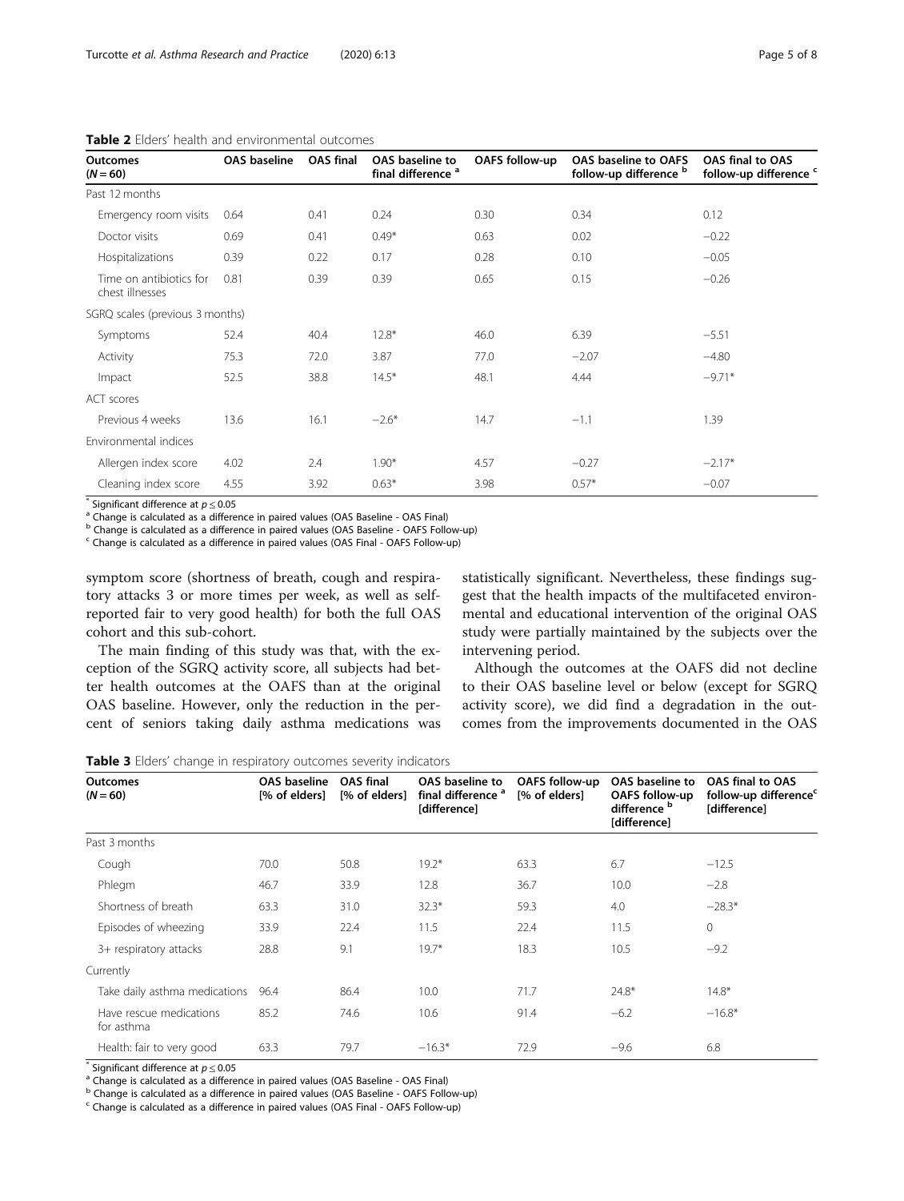**Table 2** Elders' health and environmental outcomes

| Outcomes ($N = 60$) | OAS baseline | OAS final | OAS baseline to final difference [a] | OAFS follow-up | OAS baseline to OAFS follow-up difference [b] | OAS final to OAS follow-up difference [c] |
|---|---|---|---|---|---|---|
| Past 12 months | | | | | | |
| Emergency room visits | 0.64 | 0.41 | 0.24 | 0.30 | 0.34 | 0.12 |
| Doctor visits | 0.69 | 0.41 | 0.49* | 0.63 | 0.02 | −0.22 |
| Hospitalizations | 0.39 | 0.22 | 0.17 | 0.28 | 0.10 | −0.05 |
| Time on antibiotics for chest illnesses | 0.81 | 0.39 | 0.39 | 0.65 | 0.15 | −0.26 |
| SGRQ scales (previous 3 months) | | | | | | |
| Symptoms | 52.4 | 40.4 | 12.8* | 46.0 | 6.39 | −5.51 |
| Activity | 75.3 | 72.0 | 3.87 | 77.0 | −2.07 | −4.80 |
| Impact | 52.5 | 38.8 | 14.5* | 48.1 | 4.44 | −9.71* |
| ACT scores | | | | | | |
| Previous 4 weeks | 13.6 | 16.1 | −2.6* | 14.7 | −1.1 | 1.39 |
| Environmental indices | | | | | | |
| Allergen index score | 4.02 | 2.4 | 1.90* | 4.57 | −0.27 | −2.17* |
| Cleaning index score | 4.55 | 3.92 | 0.63* | 3.98 | 0.57* | −0.07 |

* Significant difference at $p \leq 0.05$
[a] Change is calculated as a difference in paired values (OAS Baseline - OAS Final)
[b] Change is calculated as a difference in paired values (OAS Baseline - OAFS Follow-up)
[c] Change is calculated as a difference in paired values (OAS Final - OAFS Follow-up)

symptom score (shortness of breath, cough and respiratory attacks 3 or more times per week, as well as self-reported fair to very good health) for both the full OAS cohort and this sub-cohort.

The main finding of this study was that, with the exception of the SGRQ activity score, all subjects had better health outcomes at the OAFS than at the original OAS baseline. However, only the reduction in the percent of seniors taking daily asthma medications was statistically significant. Nevertheless, these findings suggest that the health impacts of the multifaceted environmental and educational intervention of the original OAS study were partially maintained by the subjects over the intervening period.

Although the outcomes at the OAFS did not decline to their OAS baseline level or below (except for SGRQ activity score), we did find a degradation in the outcomes from the improvements documented in the OAS

**Table 3** Elders' change in respiratory outcomes severity indicators

| Outcomes ($N = 60$) | OAS baseline [% of elders] | OAS final [% of elders] | OAS baseline to final difference [a] [difference] | OAFS follow-up [% of elders] | OAS baseline to OAFS follow-up difference [b] [difference] | OAS final to OAS follow-up difference[c] [difference] |
|---|---|---|---|---|---|---|
| Past 3 months | | | | | | |
| Cough | 70.0 | 50.8 | 19.2* | 63.3 | 6.7 | −12.5 |
| Phlegm | 46.7 | 33.9 | 12.8 | 36.7 | 10.0 | −2.8 |
| Shortness of breath | 63.3 | 31.0 | 32.3* | 59.3 | 4.0 | −28.3* |
| Episodes of wheezing | 33.9 | 22.4 | 11.5 | 22.4 | 11.5 | 0 |
| 3+ respiratory attacks | 28.8 | 9.1 | 19.7* | 18.3 | 10.5 | −9.2 |
| Currently | | | | | | |
| Take daily asthma medications | 96.4 | 86.4 | 10.0 | 71.7 | 24.8* | 14.8* |
| Have rescue medications for asthma | 85.2 | 74.6 | 10.6 | 91.4 | −6.2 | −16.8* |
| Health: fair to very good | 63.3 | 79.7 | −16.3* | 72.9 | −9.6 | 6.8 |

* Significant difference at $p \leq 0.05$
[a] Change is calculated as a difference in paired values (OAS Baseline - OAS Final)
[b] Change is calculated as a difference in paired values (OAS Baseline - OAFS Follow-up)
[c] Change is calculated as a difference in paired values (OAS Final - OAFS Follow-up)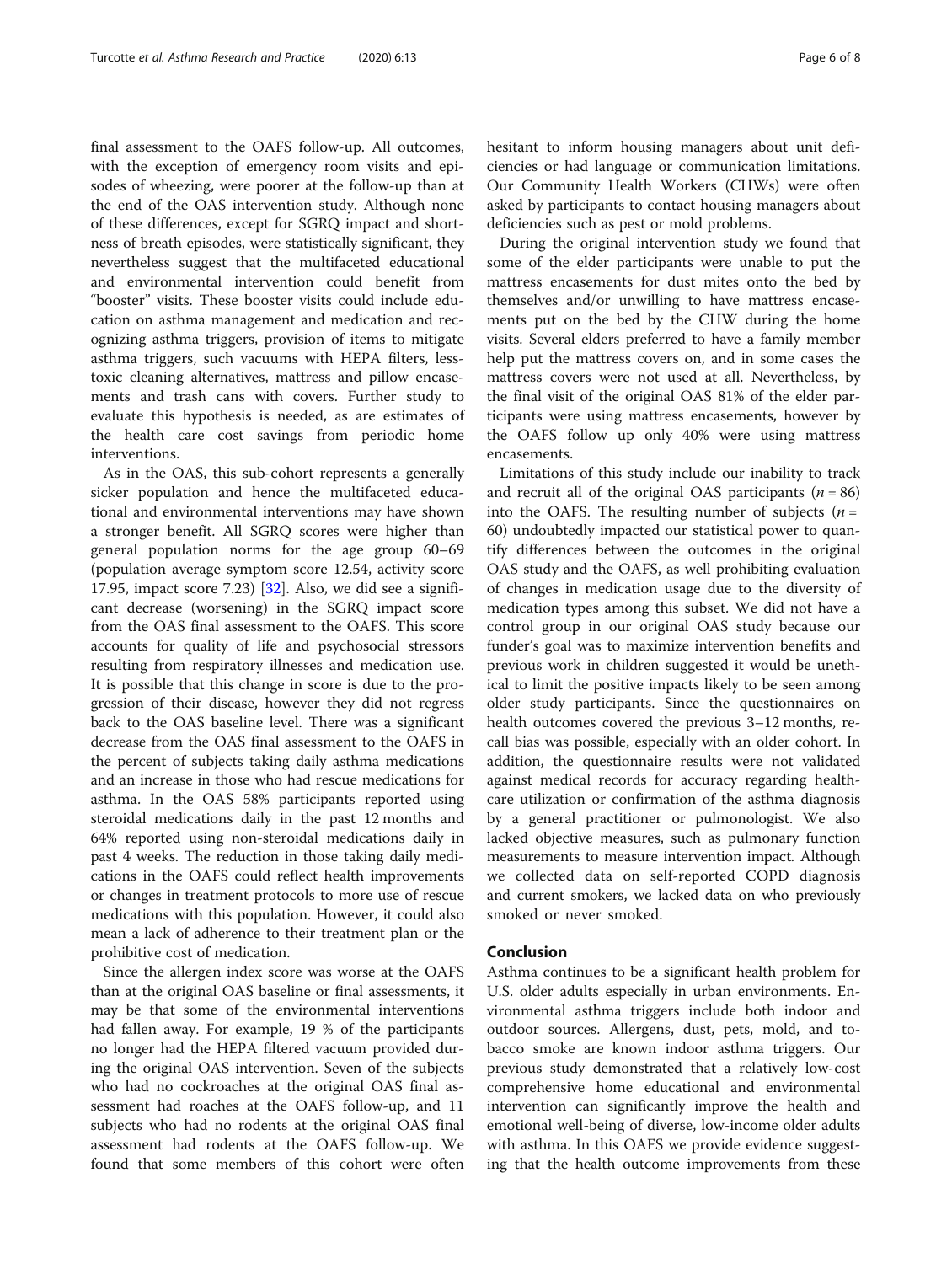final assessment to the OAFS follow-up. All outcomes, with the exception of emergency room visits and episodes of wheezing, were poorer at the follow-up than at the end of the OAS intervention study. Although none of these differences, except for SGRQ impact and shortness of breath episodes, were statistically significant, they nevertheless suggest that the multifaceted educational and environmental intervention could benefit from "booster" visits. These booster visits could include education on asthma management and medication and recognizing asthma triggers, provision of items to mitigate asthma triggers, such vacuums with HEPA filters, less-toxic cleaning alternatives, mattress and pillow encasements and trash cans with covers. Further study to evaluate this hypothesis is needed, as are estimates of the health care cost savings from periodic home interventions.

As in the OAS, this sub-cohort represents a generally sicker population and hence the multifaceted educational and environmental interventions may have shown a stronger benefit. All SGRQ scores were higher than general population norms for the age group 60–69 (population average symptom score 12.54, activity score 17.95, impact score 7.23) [32]. Also, we did see a significant decrease (worsening) in the SGRQ impact score from the OAS final assessment to the OAFS. This score accounts for quality of life and psychosocial stressors resulting from respiratory illnesses and medication use. It is possible that this change in score is due to the progression of their disease, however they did not regress back to the OAS baseline level. There was a significant decrease from the OAS final assessment to the OAFS in the percent of subjects taking daily asthma medications and an increase in those who had rescue medications for asthma. In the OAS 58% participants reported using steroidal medications daily in the past 12 months and 64% reported using non-steroidal medications daily in past 4 weeks. The reduction in those taking daily medications in the OAFS could reflect health improvements or changes in treatment protocols to more use of rescue medications with this population. However, it could also mean a lack of adherence to their treatment plan or the prohibitive cost of medication.

Since the allergen index score was worse at the OAFS than at the original OAS baseline or final assessments, it may be that some of the environmental interventions had fallen away. For example, 19 % of the participants no longer had the HEPA filtered vacuum provided during the original OAS intervention. Seven of the subjects who had no cockroaches at the original OAS final assessment had roaches at the OAFS follow-up, and 11 subjects who had no rodents at the original OAS final assessment had rodents at the OAFS follow-up. We found that some members of this cohort were often hesitant to inform housing managers about unit deficiencies or had language or communication limitations. Our Community Health Workers (CHWs) were often asked by participants to contact housing managers about deficiencies such as pest or mold problems.

During the original intervention study we found that some of the elder participants were unable to put the mattress encasements for dust mites onto the bed by themselves and/or unwilling to have mattress encasements put on the bed by the CHW during the home visits. Several elders preferred to have a family member help put the mattress covers on, and in some cases the mattress covers were not used at all. Nevertheless, by the final visit of the original OAS 81% of the elder participants were using mattress encasements, however by the OAFS follow up only 40% were using mattress encasements.

Limitations of this study include our inability to track and recruit all of the original OAS participants ($n = 86$) into the OAFS. The resulting number of subjects ($n = 60$) undoubtedly impacted our statistical power to quantify differences between the outcomes in the original OAS study and the OAFS, as well prohibiting evaluation of changes in medication usage due to the diversity of medication types among this subset. We did not have a control group in our original OAS study because our funder's goal was to maximize intervention benefits and previous work in children suggested it would be unethical to limit the positive impacts likely to be seen among older study participants. Since the questionnaires on health outcomes covered the previous 3–12 months, recall bias was possible, especially with an older cohort. In addition, the questionnaire results were not validated against medical records for accuracy regarding healthcare utilization or confirmation of the asthma diagnosis by a general practitioner or pulmonologist. We also lacked objective measures, such as pulmonary function measurements to measure intervention impact. Although we collected data on self-reported COPD diagnosis and current smokers, we lacked data on who previously smoked or never smoked.

## Conclusion

Asthma continues to be a significant health problem for U.S. older adults especially in urban environments. Environmental asthma triggers include both indoor and outdoor sources. Allergens, dust, pets, mold, and tobacco smoke are known indoor asthma triggers. Our previous study demonstrated that a relatively low-cost comprehensive home educational and environmental intervention can significantly improve the health and emotional well-being of diverse, low-income older adults with asthma. In this OAFS we provide evidence suggesting that the health outcome improvements from these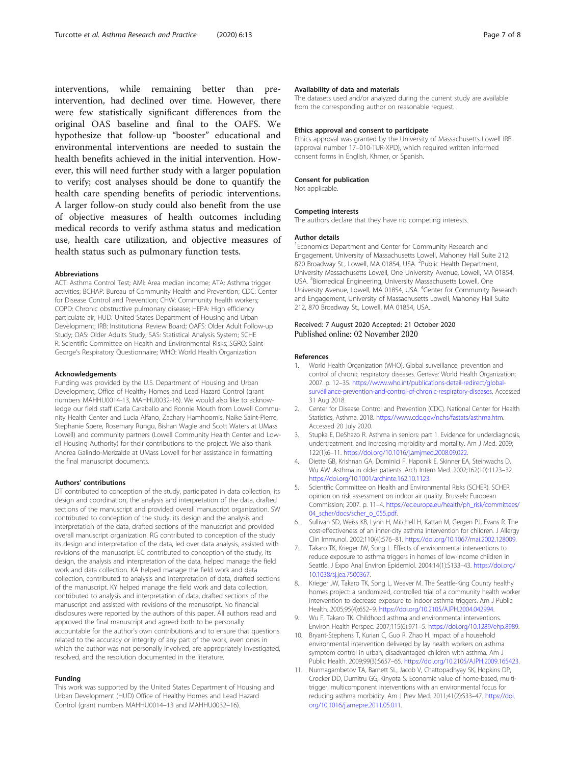interventions, while remaining better than pre-intervention, had declined over time. However, there were few statistically significant differences from the original OAS baseline and final to the OAFS. We hypothesize that follow-up "booster" educational and environmental interventions are needed to sustain the health benefits achieved in the initial intervention. However, this will need further study with a larger population to verify; cost analyses should be done to quantify the health care spending benefits of periodic interventions. A larger follow-on study could also benefit from the use of objective measures of health outcomes including medical records to verify asthma status and medication use, health care utilization, and objective measures of health status such as pulmonary function tests.

#### Abbreviations

ACT: Asthma Control Test; AMI: Area median income; ATA: Asthma trigger activities; BCHAP: Bureau of Community Health and Prevention; CDC: Center for Disease Control and Prevention; CHW: Community health workers; COPD: Chronic obstructive pulmonary disease; HEPA: High efficiency particulate air; HUD: United States Department of Housing and Urban Development; IRB: Institutional Review Board; OAFS: Older Adult Follow-up Study; OAS: Older Adults Study; SAS: Statistical Analysis System; SCHER: Scientific Committee on Health and Environmental Risks; SGRQ: Saint George's Respiratory Questionnaire; WHO: World Health Organization

#### Acknowledgements

Funding was provided by the U.S. Department of Housing and Urban Development, Office of Healthy Homes and Lead Hazard Control (grant numbers MAHHU0014-13, MAHHU0032-16). We would also like to acknowledge our field staff (Carla Caraballo and Ronnie Mouth from Lowell Community Health Center and Lucia Alfano, Zachary Hamhoomis, Naike Saint-Pierre, Stephanie Spere, Rosemary Rungu, Bishan Wagle and Scott Waters at UMass Lowell) and community partners (Lowell Community Health Center and Lowell Housing Authority) for their contributions to the project. We also thank Andrea Galindo-Merizalde at UMass Lowell for her assistance in formatting the final manuscript documents.

#### Authors' contributions

DT contributed to conception of the study, participated in data collection, its design and coordination, the analysis and interpretation of the data, drafted sections of the manuscript and provided overall manuscript organization. SW contributed to conception of the study, its design and the analysis and interpretation of the data, drafted sections of the manuscript and provided overall manuscript organization. RG contributed to conception of the study its design and interpretation of the data, led over data analysis, assisted with revisions of the manuscript. EC contributed to conception of the study, its design, the analysis and interpretation of the data, helped manage the field work and data collection. KA helped manage the field work and data collection, contributed to analysis and interpretation of data, drafted sections of the manuscript. KY helped manage the field work and data collection, contributed to analysis and interpretation of data, drafted sections of the manuscript and assisted with revisions of the manuscript. No financial disclosures were reported by the authors of this paper. All authors read and approved the final manuscript and agreed both to be personally accountable for the author's own contributions and to ensure that questions related to the accuracy or integrity of any part of the work, even ones in which the author was not personally involved, are appropriately investigated, resolved, and the resolution documented in the literature.

#### Funding

This work was supported by the United States Department of Housing and Urban Development (HUD) Office of Healthy Homes and Lead Hazard Control (grant numbers MAHHU0014–13 and MAHHU0032–16).

#### Availability of data and materials

The datasets used and/or analyzed during the current study are available from the corresponding author on reasonable request.

#### Ethics approval and consent to participate

Ethics approval was granted by the University of Massachusetts Lowell IRB (approval number 17–010-TUR-XPD), which required written informed consent forms in English, Khmer, or Spanish.

#### Consent for publication

Not applicable.

#### Competing interests

The authors declare that they have no competing interests.

#### Author details

[1]Economics Department and Center for Community Research and Engagement, University of Massachusetts Lowell, Mahoney Hall Suite 212, 870 Broadway St., Lowell, MA 01854, USA. [2]Public Health Department, University Massachusetts Lowell, One University Avenue, Lowell, MA 01854, USA. [3]Biomedical Engineering, University Massachusetts Lowell, One University Avenue, Lowell, MA 01854, USA. [4]Center for Community Research and Engagement, University of Massachusetts Lowell, Mahoney Hall Suite 212, 870 Broadway St., Lowell, MA 01854, USA.

Received: 7 August 2020 Accepted: 21 October 2020
Published online: 02 November 2020

#### References

1. World Health Organization (WHO). Global surveillance, prevention and control of chronic respiratory diseases. Geneva: World Health Organization; 2007. p. 12–35. https://www.who.int/publications-detail-redirect/global-surveillance-prevention-and-control-of-chronic-respiratory-diseases. Accessed 31 Aug 2018.
2. Center for Disease Control and Prevention (CDC). National Center for Health Statistics, Asthma. 2018. https://www.cdc.gov/nchs/fastats/asthma.htm. Accessed 20 July 2020.
3. Stupka E, DeShazo R. Asthma in seniors: part 1. Evidence for underdiagnosis, undertreatment, and increasing morbidity and mortality. Am J Med. 2009; 122(1):6–11. https://doi.org/10.1016/j.amjmed.2008.09.022.
4. Diette GB, Krishnan GA, Dominici F, Haponik E, Skinner EA, Steinwachs D, Wu AW. Asthma in older patients. Arch Intern Med. 2002;162(10):1123–32. https://doi.org/10.1001/archinte.162.10.1123.
5. Scientific Committee on Health and Environmental Risks (SCHER). SCHER opinion on risk assessment on indoor air quality. Brussels: European Commission; 2007. p. 11–4. https://ec.europa.eu/health/ph_risk/committees/04_scher/docs/scher_o_055.pdf.
6. Sullivan SD, Weiss KB, Lynn H, Mitchell H, Kattan M, Gergen PJ, Evans R. The cost-effectiveness of an inner-city asthma intervention for children. J Allergy Clin Immunol. 2002;110(4):576–81. https://doi.org/10.1067/mai.2002.128009.
7. Takaro TK, Krieger JW, Song L. Effects of environmental interventions to reduce exposure to asthma triggers in homes of low-income children in Seattle. J Expo Anal Environ Epidemiol. 2004;14(1):S133–43. https://doi.org/10.1038/sj.jea.7500367.
8. Krieger JW, Takaro TK, Song L, Weaver M. The Seattle-King County healthy homes project: a randomized, controlled trial of a community health worker intervention to decrease exposure to indoor asthma triggers. Am J Public Health. 2005;95(4):652–9. https://doi.org/10.2105/AJPH.2004.042994.
9. Wu F, Takaro TK. Childhood asthma and environmental interventions. Environ Health Perspec. 2007;115(6):971–5. https://doi.org/10.1289/ehp.8989.
10. Bryant-Stephens T, Kurian C, Guo R, Zhao H. Impact of a household environmental intervention delivered by lay health workers on asthma symptom control in urban, disadvantaged children with asthma. Am J Public Health. 2009;99(3):S657–65. https://doi.org/10.2105/AJPH.2009.165423.
11. Nurmagambetov TA, Barnett SL, Jacob V, Chattopadhyay SK, Hopkins DP, Crocker DD, Dumitru GG, Kinyota S. Economic value of home-based, multi-trigger, multicomponent interventions with an environmental focus for reducing asthma morbidity. Am J Prev Med. 2011;41(2):S33–47. https://doi.org/10.1016/j.amepre.2011.05.011.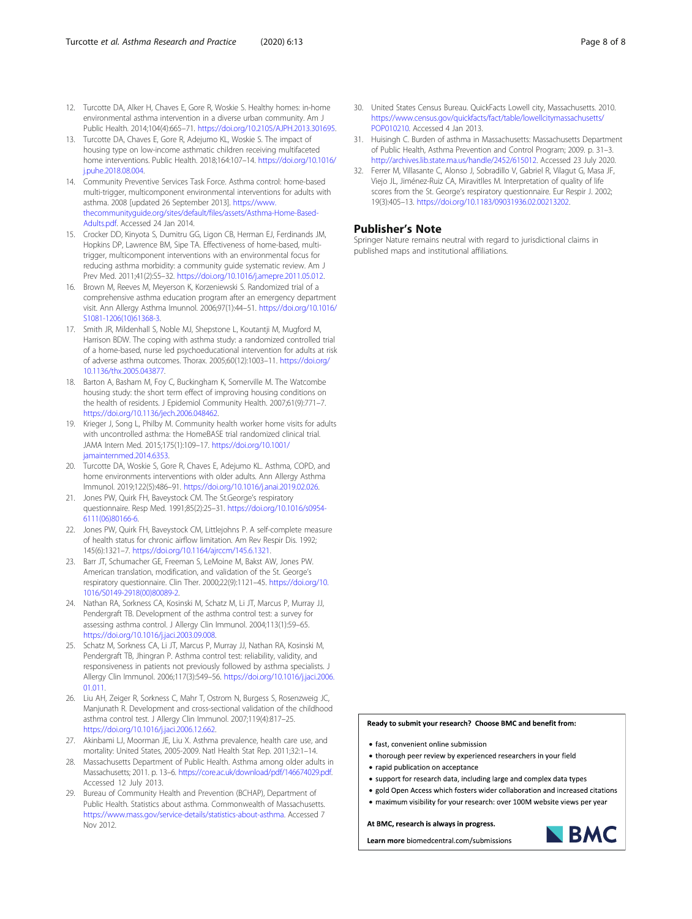12. Turcotte DA, Alker H, Chaves E, Gore R, Woskie S. Healthy homes: in-home environmental asthma intervention in a diverse urban community. Am J Public Health. 2014;104(4):665–71. https://doi.org/10.2105/AJPH.2013.301695.
13. Turcotte DA, Chaves E, Gore R, Adejumo KL, Woskie S. The impact of housing type on low-income asthmatic children receiving multifaceted home interventions. Public Health. 2018;164:107–14. https://doi.org/10.1016/j.puhe.2018.08.004.
14. Community Preventive Services Task Force. Asthma control: home-based multi-trigger, multicomponent environmental interventions for adults with asthma. 2008 [updated 26 September 2013]. https://www.thecommunityguide.org/sites/default/files/assets/Asthma-Home-Based-Adults.pdf. Accessed 24 Jan 2014.
15. Crocker DD, Kinyota S, Dumitru GG, Ligon CB, Herman EJ, Ferdinands JM, Hopkins DP, Lawrence BM, Sipe TA. Effectiveness of home-based, multi-trigger, multicomponent interventions with an environmental focus for reducing asthma morbidity: a community guide systematic review. Am J Prev Med. 2011;41(2):S5–32. https://doi.org/10.1016/j.amepre.2011.05.012.
16. Brown M, Reeves M, Meyerson K, Korzeniewski S. Randomized trial of a comprehensive asthma education program after an emergency department visit. Ann Allergy Asthma Imunnol. 2006;97(1):44–51. https://doi.org/10.1016/S1081-1206(10)61368-3.
17. Smith JR, Mildenhall S, Noble MJ, Shepstone L, Koutantji M, Mugford M, Harrison BDW. The coping with asthma study: a randomized controlled trial of a home-based, nurse led psychoeducational intervention for adults at risk of adverse asthma outcomes. Thorax. 2005;60(12):1003–11. https://doi.org/10.1136/thx.2005.043877.
18. Barton A, Basham M, Foy C, Buckingham K, Somerville M. The Watcombe housing study: the short term effect of improving housing conditions on the health of residents. J Epidemiol Community Health. 2007;61(9):771–7. https://doi.org/10.1136/jech.2006.048462.
19. Krieger J, Song L, Philby M. Community health worker home visits for adults with uncontrolled asthma: the HomeBASE trial randomized clinical trial. JAMA Intern Med. 2015;175(1):109–17. https://doi.org/10.1001/jamainternmed.2014.6353.
20. Turcotte DA, Woskie S, Gore R, Chaves E, Adejumo KL. Asthma, COPD, and home environments interventions with older adults. Ann Allergy Asthma Immunol. 2019;122(5):486–91. https://doi.org/10.1016/j.anai.2019.02.026.
21. Jones PW, Quirk FH, Baveystock CM. The St.George's respiratory questionnaire. Resp Med. 1991;85(2):25–31. https://doi.org/10.1016/s0954-6111(06)80166-6.
22. Jones PW, Quirk FH, Baveystock CM, Littlejohns P. A self-complete measure of health status for chronic airflow limitation. Am Rev Respir Dis. 1992;145(6):1321–7. https://doi.org/10.1164/ajrccm/145.6.1321.
23. Barr JT, Schumacher GE, Freeman S, LeMoine M, Bakst AW, Jones PW. American translation, modification, and validation of the St. George's respiratory questionnaire. Clin Ther. 2000;22(9):1121–45. https://doi.org/10.1016/S0149-2918(00)80089-2.
24. Nathan RA, Sorkness CA, Kosinski M, Schatz M, Li JT, Marcus P, Murray JJ, Pendergraft TB. Development of the asthma control test: a survey for assessing asthma control. J Allergy Clin Immunol. 2004;113(1):59–65. https://doi.org/10.1016/j.jaci.2003.09.008.
25. Schatz M, Sorkness CA, Li JT, Marcus P, Murray JJ, Nathan RA, Kosinski M, Pendergraft TB, Jhingran P. Asthma control test: reliability, validity, and responsiveness in patients not previously followed by asthma specialists. J Allergy Clin Immunol. 2006;117(3):549–56. https://doi.org/10.1016/j.jaci.2006.01.011.
26. Liu AH, Zeiger R, Sorkness C, Mahr T, Ostrom N, Burgess S, Rosenzweig JC, Manjunath R. Development and cross-sectional validation of the childhood asthma control test. J Allergy Clin Immunol. 2007;119(4):817–25. https://doi.org/10.1016/j.jaci.2006.12.662.
27. Akinbami LJ, Moorman JE, Liu X. Asthma prevalence, health care use, and mortality: United States, 2005-2009. Natl Health Stat Rep. 2011;32:1–14.
28. Massachusetts Department of Public Health. Asthma among older adults in Massachusetts; 2011. p. 13–6. https://core.ac.uk/download/pdf/146674029.pdf. Accessed 12 July 2013.
29. Bureau of Community Health and Prevention (BCHAP), Department of Public Health. Statistics about asthma. Commonwealth of Massachusetts. https://www.mass.gov/service-details/statistics-about-asthma. Accessed 7 Nov 2012.
30. United States Census Bureau. QuickFacts Lowell city, Massachusetts. 2010. https://www.census.gov/quickfacts/fact/table/lowellcitymassachusetts/POP010210. Accessed 4 Jan 2013.
31. Huisingh C. Burden of asthma in Massachusetts: Massachusetts Department of Public Health, Asthma Prevention and Control Program; 2009. p. 31–3. http://archives.lib.state.ma.us/handle/2452/615012. Accessed 23 July 2020.
32. Ferrer M, Villasante C, Alonso J, Sobradillo V, Gabriel R, Vilagut G, Masa JF, Viejo JL, Jiménez-Ruiz CA, Miravitlles M. Interpretation of quality of life scores from the St. George's respiratory questionnaire. Eur Respir J. 2002; 19(3):405–13. https://doi.org/10.1183/09031936.02.00213202.

## Publisher's Note

Springer Nature remains neutral with regard to jurisdictional claims in published maps and institutional affiliations.

**Ready to submit your research? Choose BMC and benefit from:**

- fast, convenient online submission
- thorough peer review by experienced researchers in your field
- rapid publication on acceptance
- support for research data, including large and complex data types
- gold Open Access which fosters wider collaboration and increased citations
- maximum visibility for your research: over 100M website views per year

**At BMC, research is always in progress.**

**Learn more** biomedcentral.com/submissions

BMC